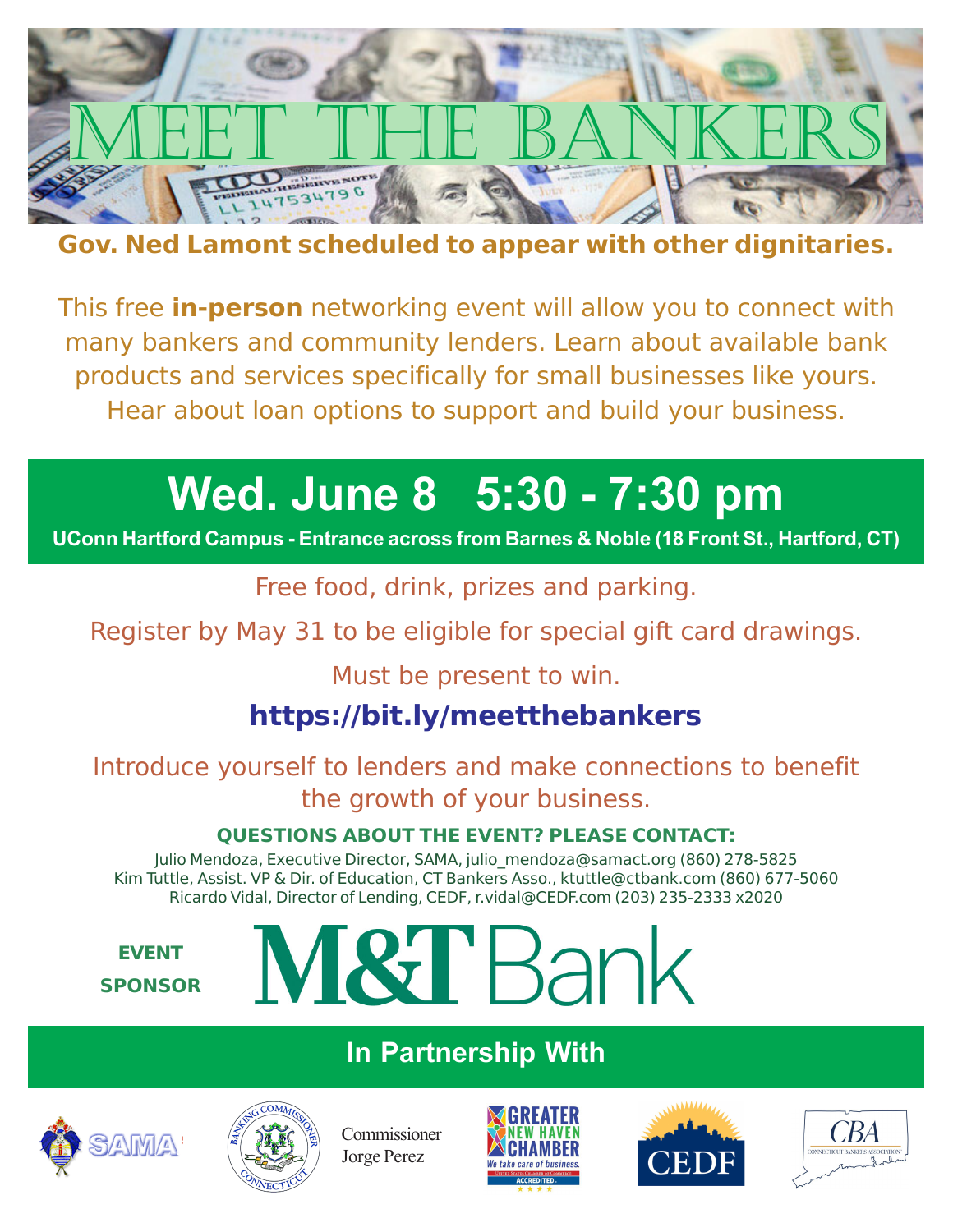# MEET THE BANKERS

**Gov. Ned Lamont scheduled to appear with other dignitaries.**

This free **in-person** networking event will allow you to connect with many bankers and community lenders. Learn about available bank products and services specifically for small businesses like yours. Hear about loan options to support and build your business.

## Wed. June 8   5:30 - 7:30 pm

**UConn Hartford Campus - Entrance across from Barnes & Noble (18 Front St., Hartford, CT)**

Free food, drink, prizes and parking.

Register by May 31 to be eligible for special gift card drawings.

Must be present to win.

**https://bit.ly/meetthebankers**

Introduce yourself to lenders and make connections to benefit the growth of your business.

**QUESTIONS ABOUT THE EVENT? PLEASE CONTACT:**

Julio Mendoza, Executive Director, SAMA, julio_mendoza@samact.org (860) 278-5825
Kim Tuttle, Assist. VP & Dir. of Education, CT Bankers Asso., ktuttle@ctbank.com (860) 677-5060
Ricardo Vidal, Director of Lending, CEDF, r.vidal@CEDF.com (203) 235-2333 x2020

**EVENT SPONSOR** M&T Bank

## In Partnership With

SAMA

Banking Commissioner Connecticut — Commissioner Jorge Perez

Greater New Haven Chamber — We take care of business. Accredited

CEDF

CBA — Connecticut Bankers Association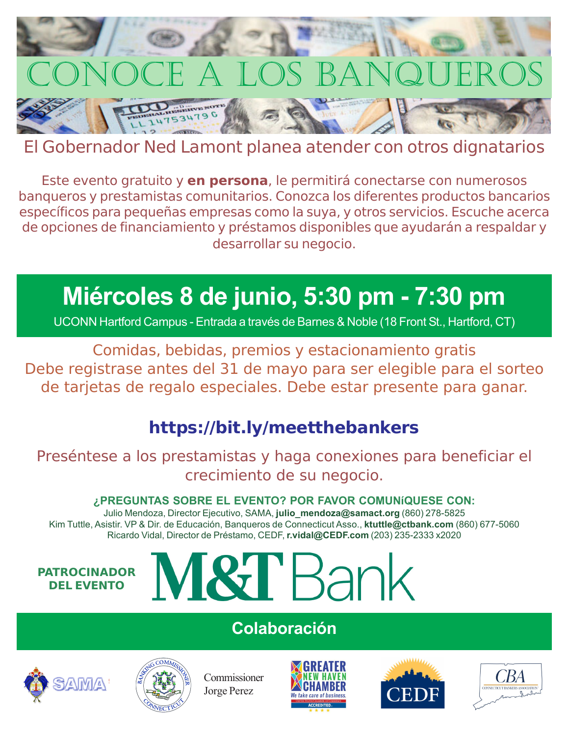# CONOCE A LOS BANQUEROS

El Gobernador Ned Lamont planea atender con otros dignatarios

Este evento gratuito y **en persona**, le permitirá conectarse con numerosos banqueros y prestamistas comunitarios. Conozca los diferentes productos bancarios específicos para pequeñas empresas como la suya, y otros servicios. Escuche acerca de opciones de financiamiento y préstamos disponibles que ayudarán a respaldar y desarrollar su negocio.

## Miércoles 8 de junio, 5:30 pm - 7:30 pm

UCONN Hartford Campus - Entrada a través de Barnes & Noble (18 Front St., Hartford, CT)

Comidas, bebidas, premios y estacionamiento gratis
Debe registrase antes del 31 de mayo para ser elegible para el sorteo de tarjetas de regalo especiales. Debe estar presente para ganar.

**https://bit.ly/meetthebankers**

Preséntese a los prestamistas y haga conexiones para beneficiar el crecimiento de su negocio.

**¿PREGUNTAS SOBRE EL EVENTO? POR FAVOR COMUNíQUESE CON:**

Julio Mendoza, Director Ejecutivo, SAMA, **julio_mendoza@samact.org** (860) 278-5825
Kim Tuttle, Asistir. VP & Dir. de Educación, Banqueros de Connecticut Asso., **ktuttle@ctbank.com** (860) 677-5060
Ricardo Vidal, Director de Préstamo, CEDF, **r.vidal@CEDF.com** (203) 235-2333 x2020

**PATROCINADOR DEL EVENTO**

M&T Bank

**Colaboración**

SAMA

Commissioner Jorge Perez

GREATER NEW HAVEN CHAMBER

CEDF

CBA